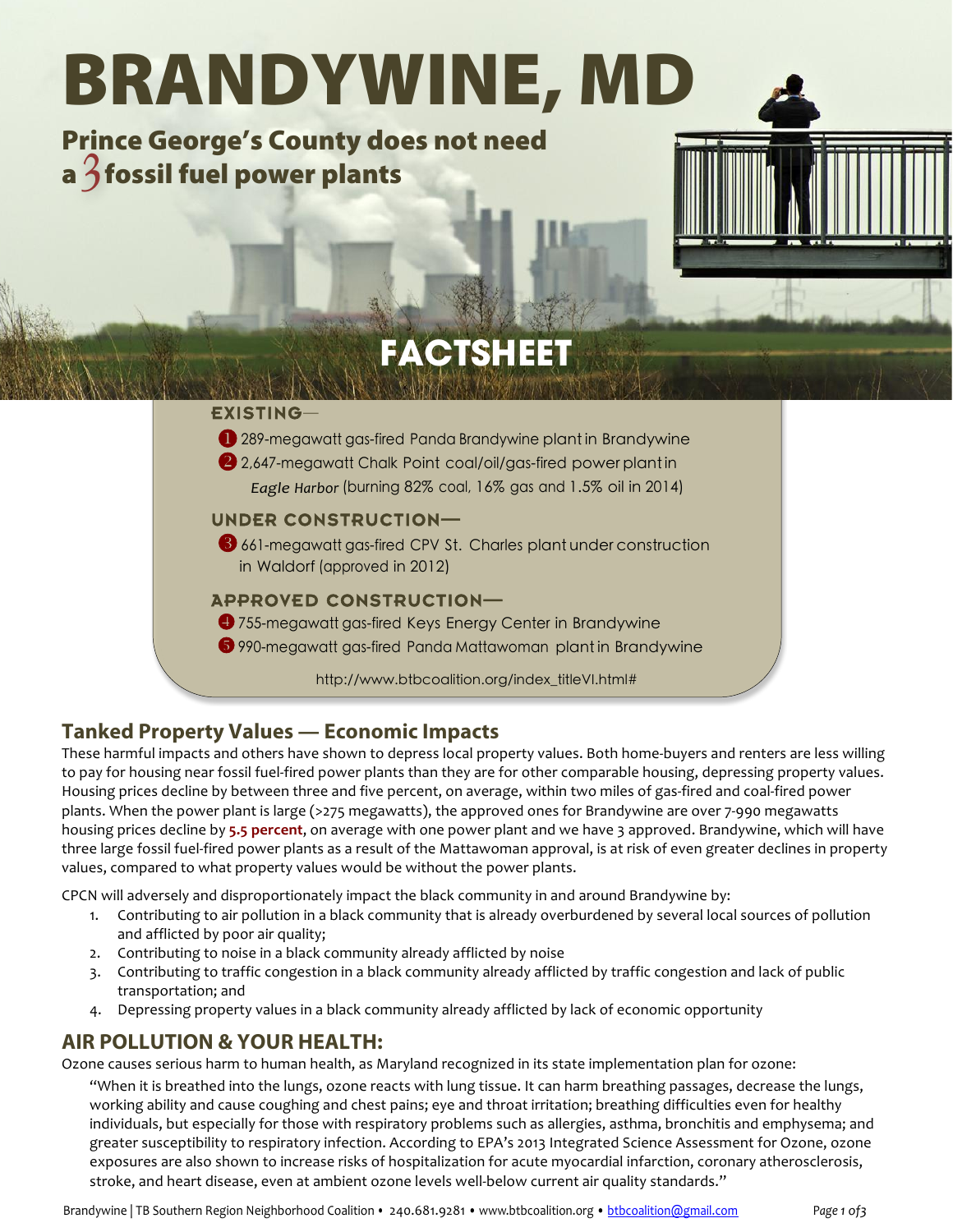# BRANDYWINE, MD

## Prince George's County does not need a 3 fossil fuel power plants

## FACTSHEET

**EXISTING—**

1. 289-megawatt gas-fired Panda Brandywine plant in Brandywine
2. 2,647-megawatt Chalk Point coal/oil/gas-fired power plant in *Eagle Harbor* (burning 82% coal, 16% gas and 1.5% oil in 2014)

**UNDER CONSTRUCTION—**

3. 661-megawatt gas-fired CPV St. Charles plant under construction in Waldorf (approved in 2012)

**APPROVED CONSTRUCTION—**

4. 755-megawatt gas-fired Keys Energy Center in Brandywine
5. 990-megawatt gas-fired Panda Mattawoman plant in Brandywine

http://www.btbcoalition.org/index_titleVI.html#

## Tanked Property Values — Economic Impacts

These harmful impacts and others have shown to depress local property values. Both home-buyers and renters are less willing to pay for housing near fossil fuel-fired power plants than they are for other comparable housing, depressing property values. Housing prices decline by between three and five percent, on average, within two miles of gas-fired and coal-fired power plants. When the power plant is large (>275 megawatts), the approved ones for Brandywine are over 7-990 megawatts housing prices decline by **5.5 percent**, on average with one power plant and we have 3 approved. Brandywine, which will have three large fossil fuel-fired power plants as a result of the Mattawoman approval, is at risk of even greater declines in property values, compared to what property values would be without the power plants.

CPCN will adversely and disproportionately impact the black community in and around Brandywine by:

1. Contributing to air pollution in a black community that is already overburdened by several local sources of pollution and afflicted by poor air quality;
2. Contributing to noise in a black community already afflicted by noise
3. Contributing to traffic congestion in a black community already afflicted by traffic congestion and lack of public transportation; and
4. Depressing property values in a black community already afflicted by lack of economic opportunity

## AIR POLLUTION & YOUR HEALTH:

Ozone causes serious harm to human health, as Maryland recognized in its state implementation plan for ozone:

> "When it is breathed into the lungs, ozone reacts with lung tissue. It can harm breathing passages, decrease the lungs, working ability and cause coughing and chest pains; eye and throat irritation; breathing difficulties even for healthy individuals, but especially for those with respiratory problems such as allergies, asthma, bronchitis and emphysema; and greater susceptibility to respiratory infection. According to EPA's 2013 Integrated Science Assessment for Ozone, ozone exposures are also shown to increase risks of hospitalization for acute myocardial infarction, coronary atherosclerosis, stroke, and heart disease, even at ambient ozone levels well-below current air quality standards."

Brandywine | TB Southern Region Neighborhood Coalition • 240.681.9281 • www.btbcoalition.org • btbcoalition@gmail.com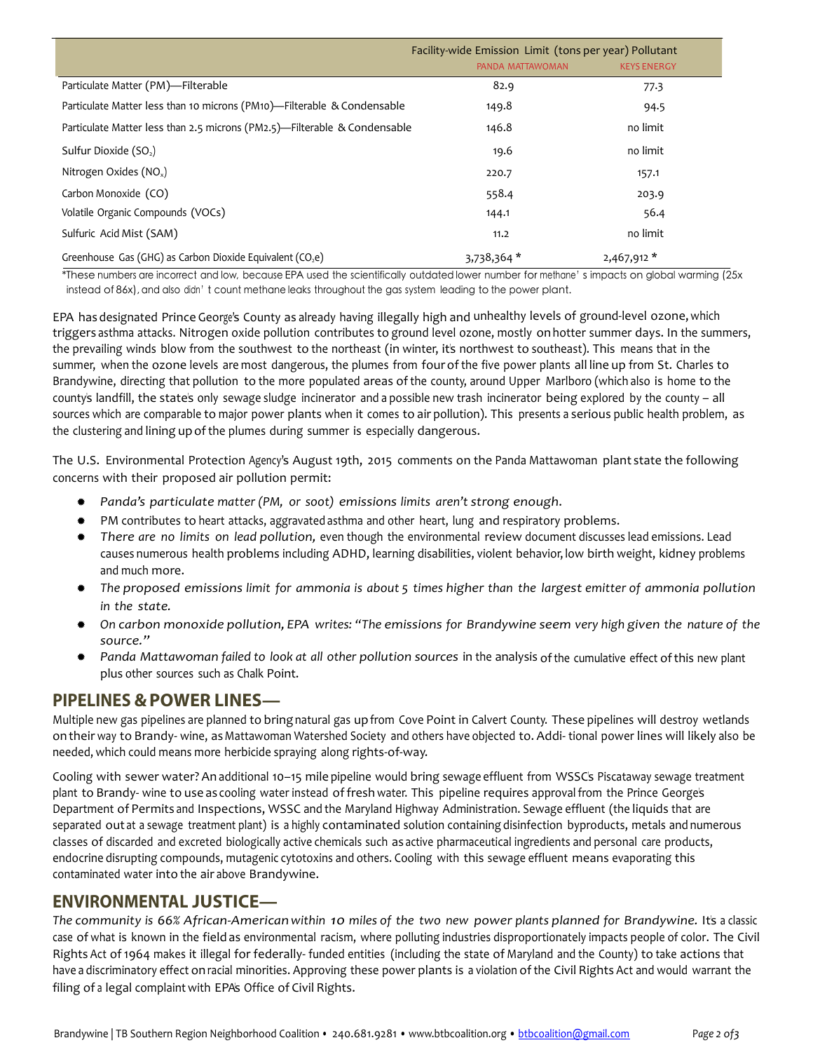| | Facility-wide Emission Limit (tons per year) Pollutant | |
|---|---|---|
| | PANDA MATTAWOMAN | KEYS ENERGY |
| Particulate Matter (PM)—Filterable | 82.9 | 77.3 |
| Particulate Matter less than 10 microns (PM10)—Filterable & Condensable | 149.8 | 94.5 |
| Particulate Matter less than 2.5 microns (PM2.5)—Filterable & Condensable | 146.8 | no limit |
| Sulfur Dioxide ($SO_2$) | 19.6 | no limit |
| Nitrogen Oxides ($NO_x$) | 220.7 | 157.1 |
| Carbon Monoxide (CO) | 558.4 | 203.9 |
| Volatile Organic Compounds (VOCs) | 144.1 | 56.4 |
| Sulfuric Acid Mist (SAM) | 11.2 | no limit |
| Greenhouse Gas (GHG) as Carbon Dioxide Equivalent ($CO_2e$) | 3,738,364 * | 2,467,912 * |

*These numbers are incorrect and low, because EPA used the scientifically outdated lower number for methane's impacts on global warming (25x instead of 86x), and also didn't count methane leaks throughout the gas system leading to the power plant.

EPA has designated Prince George's County as already having illegally high and unhealthy levels of ground-level ozone, which triggers asthma attacks. Nitrogen oxide pollution contributes to ground level ozone, mostly on hotter summer days. In the summers, the prevailing winds blow from the southwest to the northeast (in winter, it's northwest to southeast). This means that in the summer, when the ozone levels are most dangerous, the plumes from four of the five power plants all line up from St. Charles to Brandywine, directing that pollution to the more populated areas of the county, around Upper Marlboro (which also is home to the county's landfill, the state's only sewage sludge incinerator and a possible new trash incinerator being explored by the county – all sources which are comparable to major power plants when it comes to air pollution). This presents a serious public health problem, as the clustering and lining up of the plumes during summer is especially dangerous.

The U.S. Environmental Protection Agency's August 19th, 2015 comments on the Panda Mattawoman plant state the following concerns with their proposed air pollution permit:

- *Panda's particulate matter (PM, or soot) emissions limits aren't strong enough.*
- PM contributes to heart attacks, aggravated asthma and other heart, lung and respiratory problems.
- *There are no limits on lead pollution,* even though the environmental review document discusses lead emissions. Lead causes numerous health problems including ADHD, learning disabilities, violent behavior, low birth weight, kidney problems and much more.
- *The proposed emissions limit for ammonia is about 5 times higher than the largest emitter of ammonia pollution in the state.*
- *On carbon monoxide pollution, EPA writes: "The emissions for Brandywine seem very high given the nature of the source."*
- *Panda Mattawoman failed to look at all other pollution sources* in the analysis of the cumulative effect of this new plant plus other sources such as Chalk Point.

## PIPELINES & POWER LINES—

Multiple new gas pipelines are planned to bring natural gas up from Cove Point in Calvert County. These pipelines will destroy wetlands on their way to Brandy- wine, as Mattawoman Watershed Society and others have objected to. Addi- tional power lines will likely also be needed, which could means more herbicide spraying along rights-of-way.

Cooling with sewer water? An additional 10–15 mile pipeline would bring sewage effluent from WSSC's Piscataway sewage treatment plant to Brandy- wine to use as cooling water instead of fresh water. This pipeline requires approval from the Prince George's Department of Permits and Inspections, WSSC and the Maryland Highway Administration. Sewage effluent (the liquids that are separated out at a sewage treatment plant) is a highly contaminated solution containing disinfection byproducts, metals and numerous classes of discarded and excreted biologically active chemicals such as active pharmaceutical ingredients and personal care products, endocrine disrupting compounds, mutagenic cytotoxins and others. Cooling with this sewage effluent means evaporating this contaminated water into the air above Brandywine.

## ENVIRONMENTAL JUSTICE—

*The community is 66% African-American within 10 miles of the two new power plants planned for Brandywine.* It's a classic case of what is known in the field as environmental racism, where polluting industries disproportionately impacts people of color. The Civil Rights Act of 1964 makes it illegal for federally- funded entities (including the state of Maryland and the County) to take actions that have a discriminatory effect on racial minorities. Approving these power plants is a violation of the Civil Rights Act and would warrant the filing of a legal complaint with EPA's Office of Civil Rights.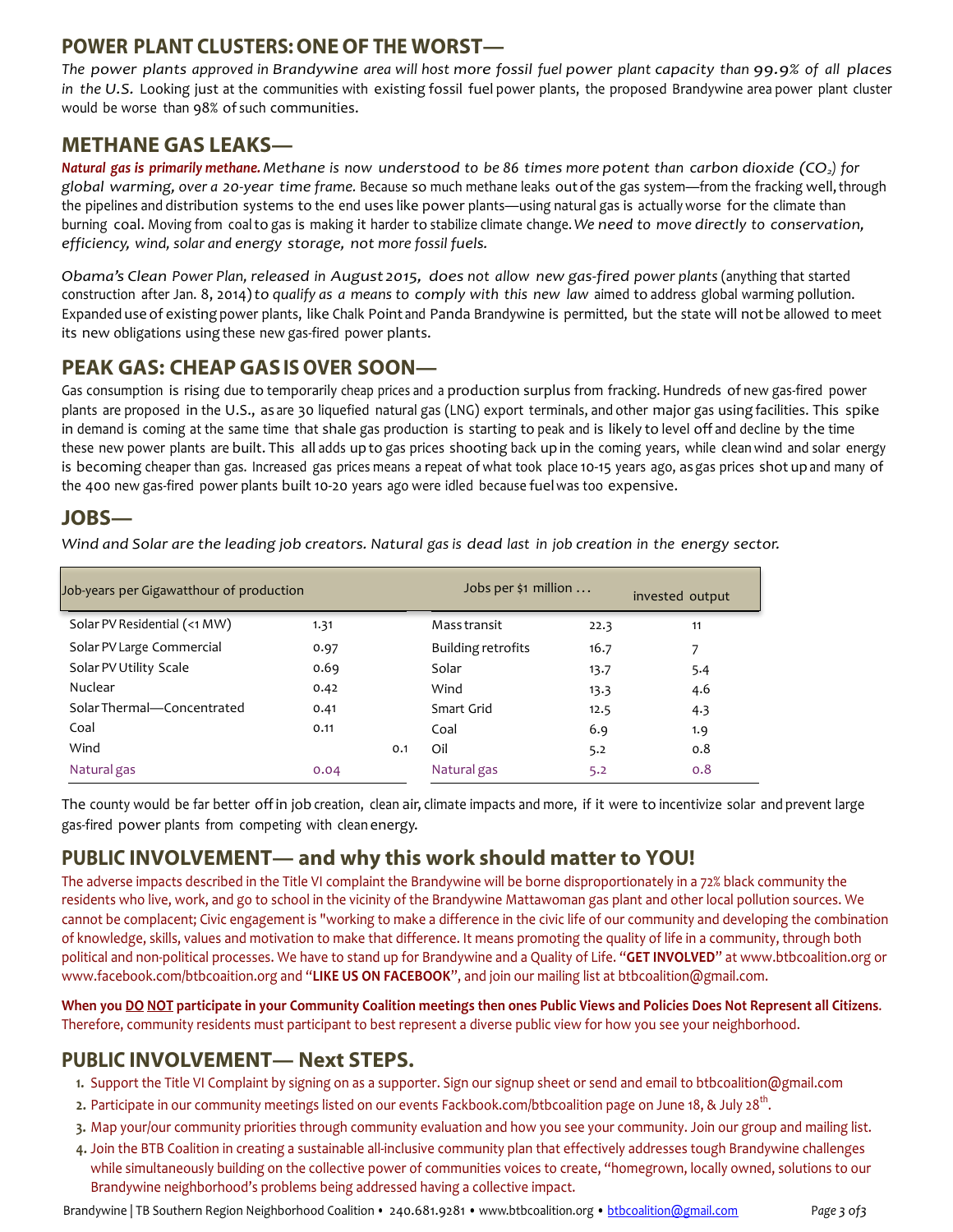## POWER PLANT CLUSTERS: ONE OF THE WORST—

*The power plants approved in Brandywine area will host more fossil fuel power plant capacity than 99.9% of all places in the U.S.* Looking just at the communities with existing fossil fuel power plants, the proposed Brandywine area power plant cluster would be worse than 98% of such communities.

## METHANE GAS LEAKS—

***Natural gas is primarily methane.*** *Methane is now understood to be 86 times more potent than carbon dioxide ($CO_2$) for global warming, over a 20-year time frame.* Because so much methane leaks out of the gas system—from the fracking well, through the pipelines and distribution systems to the end uses like power plants—using natural gas is actually worse for the climate than burning coal. Moving from coal to gas is making it harder to stabilize climate change. *We need to move directly to conservation, efficiency, wind, solar and energy storage, not more fossil fuels.*

*Obama's Clean Power Plan, released in August 2015, does not allow new gas-fired power plants* (anything that started construction after Jan. 8, 2014) *to qualify as a means to comply with this new law* aimed to address global warming pollution. Expanded use of existing power plants, like Chalk Point and Panda Brandywine is permitted, but the state will not be allowed to meet its new obligations using these new gas-fired power plants.

## PEAK GAS: CHEAP GAS IS OVER SOON—

Gas consumption is rising due to temporarily cheap prices and a production surplus from fracking. Hundreds of new gas-fired power plants are proposed in the U.S., as are 30 liquefied natural gas (LNG) export terminals, and other major gas using facilities. This spike in demand is coming at the same time that shale gas production is starting to peak and is likely to level off and decline by the time these new power plants are built. This all adds up to gas prices shooting back up in the coming years, while clean wind and solar energy is becoming cheaper than gas. Increased gas prices means a repeat of what took place 10-15 years ago, as gas prices shot up and many of the 400 new gas-fired power plants built 10-20 years ago were idled because fuel was too expensive.

## JOBS—

*Wind and Solar are the leading job creators. Natural gas is dead last in job creation in the energy sector.*

| Job-years per Gigawatthour of production | | Jobs per $1 million … | invested | output |
|---|---|---|---|---|
| Solar PV Residential (<1 MW) | 1.31 | Mass transit | 22.3 | 11 |
| Solar PV Large Commercial | 0.97 | Building retrofits | 16.7 | 7 |
| Solar PV Utility Scale | 0.69 | Solar | 13.7 | 5.4 |
| Nuclear | 0.42 | Wind | 13.3 | 4.6 |
| Solar Thermal—Concentrated | 0.41 | Smart Grid | 12.5 | 4.3 |
| Coal | 0.11 | Coal | 6.9 | 1.9 |
| Wind | 0.1 | Oil | 5.2 | 0.8 |
| Natural gas | 0.04 | Natural gas | 5.2 | 0.8 |

The county would be far better off in job creation, clean air, climate impacts and more, if it were to incentivize solar and prevent large gas-fired power plants from competing with clean energy.

## PUBLIC INVOLVEMENT— and why this work should matter to YOU!

The adverse impacts described in the Title VI complaint the Brandywine will be borne disproportionately in a 72% black community the residents who live, work, and go to school in the vicinity of the Brandywine Mattawoman gas plant and other local pollution sources. We cannot be complacent; Civic engagement is "working to make a difference in the civic life of our community and developing the combination of knowledge, skills, values and motivation to make that difference. It means promoting the quality of life in a community, through both political and non-political processes. We have to stand up for Brandywine and a Quality of Life. "**GET INVOLVED**" at www.btbcoalition.org or www.facebook.com/btbcoaition.org and "**LIKE US ON FACEBOOK**", and join our mailing list at btbcoalition@gmail.com.

**When you DO NOT participate in your Community Coalition meetings then ones Public Views and Policies Does Not Represent all Citizens**. Therefore, community residents must participant to best represent a diverse public view for how you see your neighborhood.

## PUBLIC INVOLVEMENT— Next STEPS.

1. Support the Title VI Complaint by signing on as a supporter. Sign our signup sheet or send and email to btbcoalition@gmail.com
2. Participate in our community meetings listed on our events Fackbook.com/btbcoalition page on June 18, & July 28th.
3. Map your/our community priorities through community evaluation and how you see your community. Join our group and mailing list.
4. Join the BTB Coalition in creating a sustainable all-inclusive community plan that effectively addresses tough Brandywine challenges while simultaneously building on the collective power of communities voices to create, "homegrown, locally owned, solutions to our Brandywine neighborhood's problems being addressed having a collective impact.

Brandywine | TB Southern Region Neighborhood Coalition • 240.681.9281 • www.btbcoalition.org • btbcoalition@gmail.com